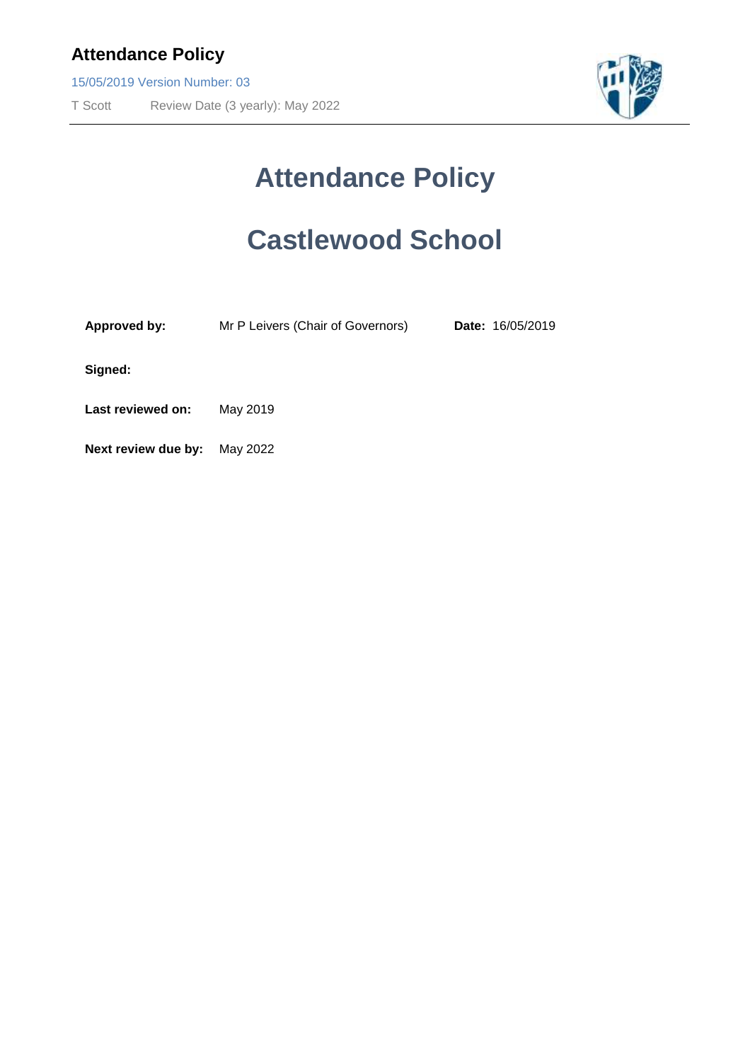# Attendance Policy

# Castlewood School

| | | | |
|---|---|---|---|
| **Approved by:** | Mr P Leivers (Chair of Governors) | **Date:** | 16/05/2019 |
| **Signed:** | | | |
| **Last reviewed on:** | May 2019 | | |
| **Next review due by:** | May 2022 | | |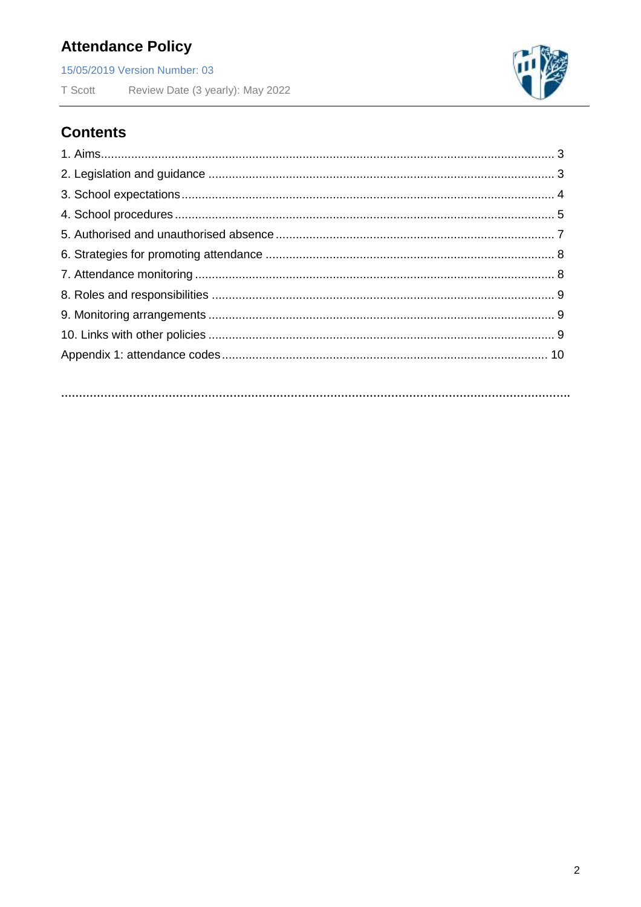# Attendance Policy

15/05/2019 Version Number: 03

T Scott Review Date (3 yearly): May 2022

## Contents

1. Aims ..................................................................................................................... 3
2. Legislation and guidance ...................................................................................... 3
3. School expectations .............................................................................................. 4
4. School procedures ................................................................................................ 5
5. Authorised and unauthorised absence .................................................................. 7
6. Strategies for promoting attendance ..................................................................... 8
7. Attendance monitoring .......................................................................................... 8
8. Roles and responsibilities ..................................................................................... 9
9. Monitoring arrangements ...................................................................................... 9
10. Links with other policies ...................................................................................... 9

Appendix 1: attendance codes ................................................................................ 10

...................................................................................................................................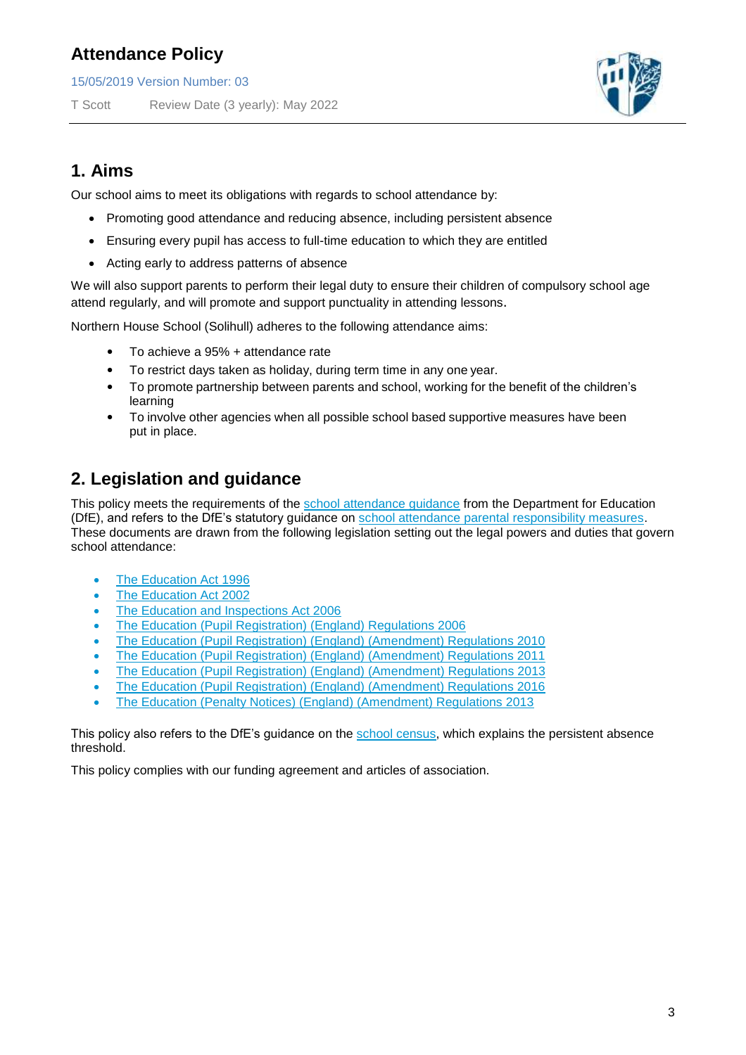# Attendance Policy

15/05/2019 Version Number: 03

T Scott Review Date (3 yearly): May 2022

## 1. Aims

Our school aims to meet its obligations with regards to school attendance by:

- Promoting good attendance and reducing absence, including persistent absence
- Ensuring every pupil has access to full-time education to which they are entitled
- Acting early to address patterns of absence

We will also support parents to perform their legal duty to ensure their children of compulsory school age attend regularly, and will promote and support punctuality in attending lessons.

Northern House School (Solihull) adheres to the following attendance aims:

- To achieve a 95% + attendance rate
- To restrict days taken as holiday, during term time in any one year.
- To promote partnership between parents and school, working for the benefit of the children's learning
- To involve other agencies when all possible school based supportive measures have been put in place.

## 2. Legislation and guidance

This policy meets the requirements of the school attendance guidance from the Department for Education (DfE), and refers to the DfE's statutory guidance on school attendance parental responsibility measures. These documents are drawn from the following legislation setting out the legal powers and duties that govern school attendance:

- The Education Act 1996
- The Education Act 2002
- The Education and Inspections Act 2006
- The Education (Pupil Registration) (England) Regulations 2006
- The Education (Pupil Registration) (England) (Amendment) Regulations 2010
- The Education (Pupil Registration) (England) (Amendment) Regulations 2011
- The Education (Pupil Registration) (England) (Amendment) Regulations 2013
- The Education (Pupil Registration) (England) (Amendment) Regulations 2016
- The Education (Penalty Notices) (England) (Amendment) Regulations 2013

This policy also refers to the DfE's guidance on the school census, which explains the persistent absence threshold.

This policy complies with our funding agreement and articles of association.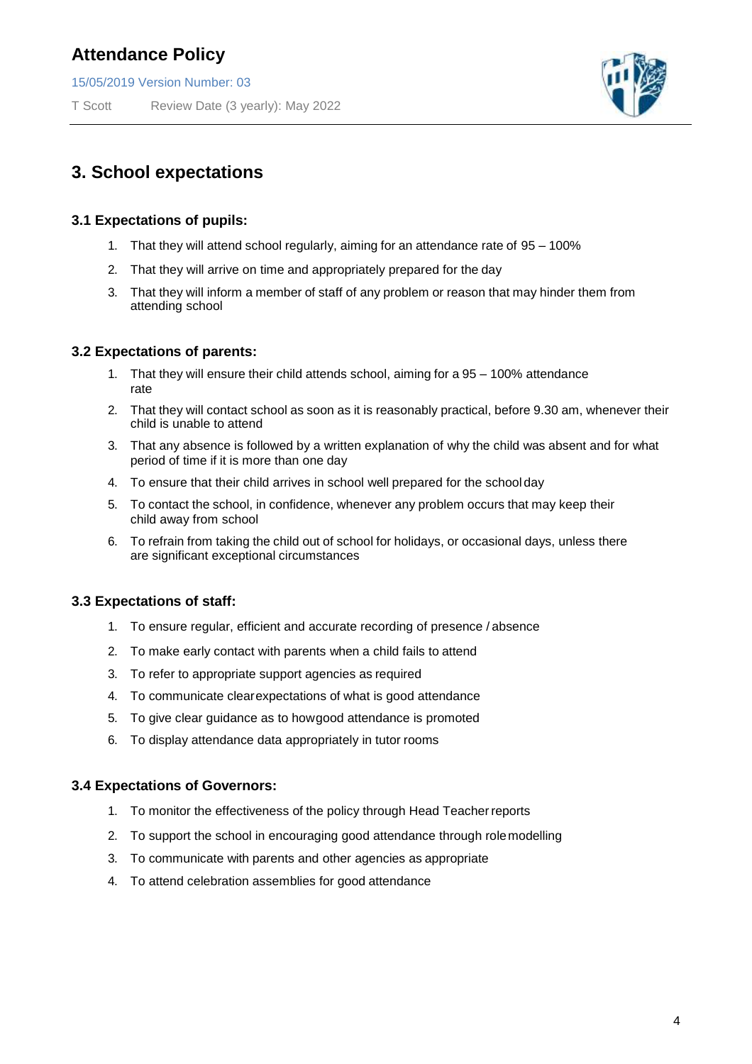## 3. School expectations

### 3.1 Expectations of pupils:

1. That they will attend school regularly, aiming for an attendance rate of 95 – 100%
2. That they will arrive on time and appropriately prepared for the day
3. That they will inform a member of staff of any problem or reason that may hinder them from attending school

### 3.2 Expectations of parents:

1. That they will ensure their child attends school, aiming for a 95 – 100% attendance rate
2. That they will contact school as soon as it is reasonably practical, before 9.30 am, whenever their child is unable to attend
3. That any absence is followed by a written explanation of why the child was absent and for what period of time if it is more than one day
4. To ensure that their child arrives in school well prepared for the school day
5. To contact the school, in confidence, whenever any problem occurs that may keep their child away from school
6. To refrain from taking the child out of school for holidays, or occasional days, unless there are significant exceptional circumstances

### 3.3 Expectations of staff:

1. To ensure regular, efficient and accurate recording of presence / absence
2. To make early contact with parents when a child fails to attend
3. To refer to appropriate support agencies as required
4. To communicate clear expectations of what is good attendance
5. To give clear guidance as to how good attendance is promoted
6. To display attendance data appropriately in tutor rooms

### 3.4 Expectations of Governors:

1. To monitor the effectiveness of the policy through Head Teacher reports
2. To support the school in encouraging good attendance through role modelling
3. To communicate with parents and other agencies as appropriate
4. To attend celebration assemblies for good attendance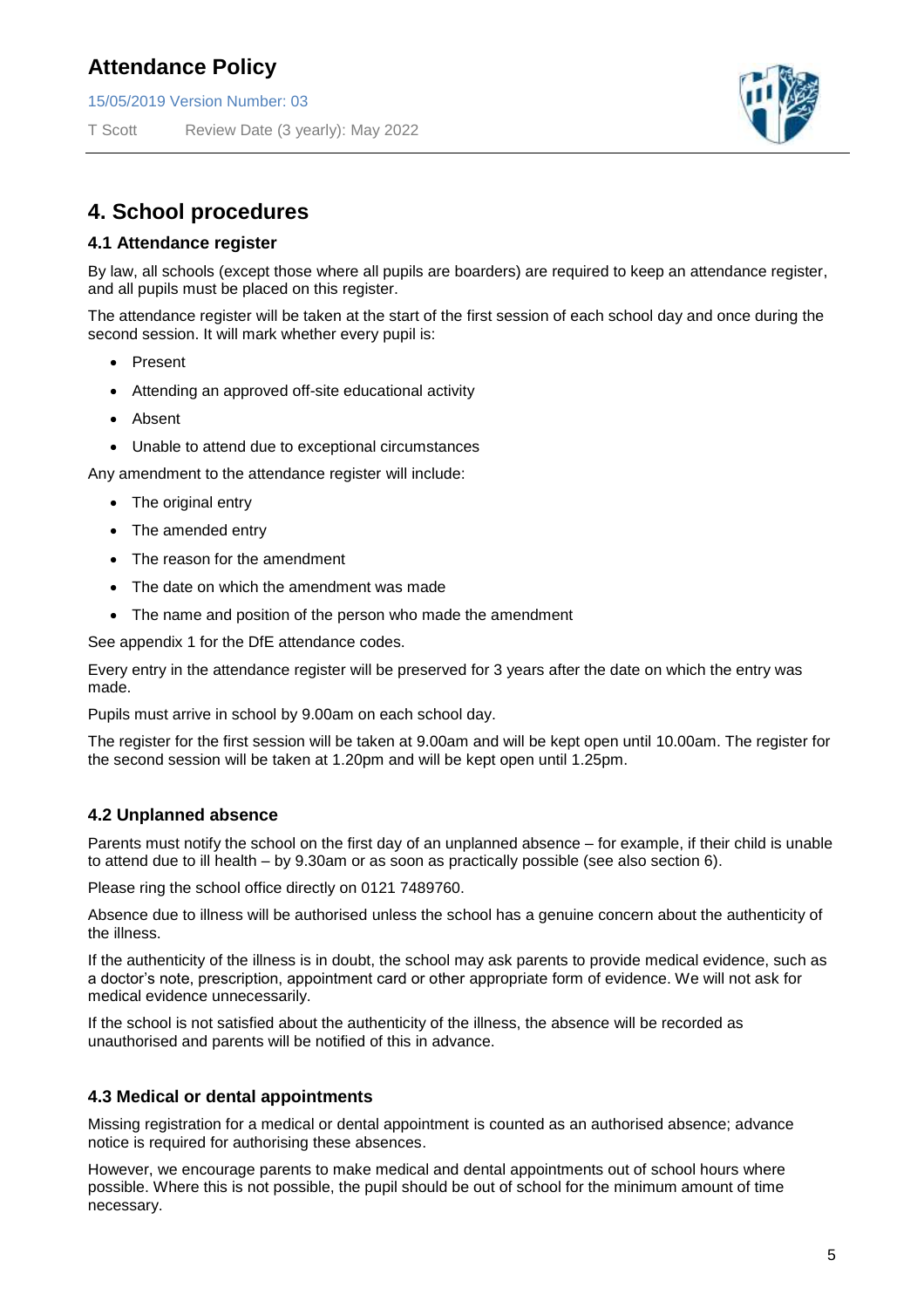## 4. School procedures

### 4.1 Attendance register

By law, all schools (except those where all pupils are boarders) are required to keep an attendance register, and all pupils must be placed on this register.

The attendance register will be taken at the start of the first session of each school day and once during the second session. It will mark whether every pupil is:

- Present
- Attending an approved off-site educational activity
- Absent
- Unable to attend due to exceptional circumstances

Any amendment to the attendance register will include:

- The original entry
- The amended entry
- The reason for the amendment
- The date on which the amendment was made
- The name and position of the person who made the amendment

See appendix 1 for the DfE attendance codes.

Every entry in the attendance register will be preserved for 3 years after the date on which the entry was made.

Pupils must arrive in school by 9.00am on each school day.

The register for the first session will be taken at 9.00am and will be kept open until 10.00am. The register for the second session will be taken at 1.20pm and will be kept open until 1.25pm.

### 4.2 Unplanned absence

Parents must notify the school on the first day of an unplanned absence – for example, if their child is unable to attend due to ill health – by 9.30am or as soon as practically possible (see also section 6).

Please ring the school office directly on 0121 7489760.

Absence due to illness will be authorised unless the school has a genuine concern about the authenticity of the illness.

If the authenticity of the illness is in doubt, the school may ask parents to provide medical evidence, such as a doctor's note, prescription, appointment card or other appropriate form of evidence. We will not ask for medical evidence unnecessarily.

If the school is not satisfied about the authenticity of the illness, the absence will be recorded as unauthorised and parents will be notified of this in advance.

### 4.3 Medical or dental appointments

Missing registration for a medical or dental appointment is counted as an authorised absence; advance notice is required for authorising these absences.

However, we encourage parents to make medical and dental appointments out of school hours where possible. Where this is not possible, the pupil should be out of school for the minimum amount of time necessary.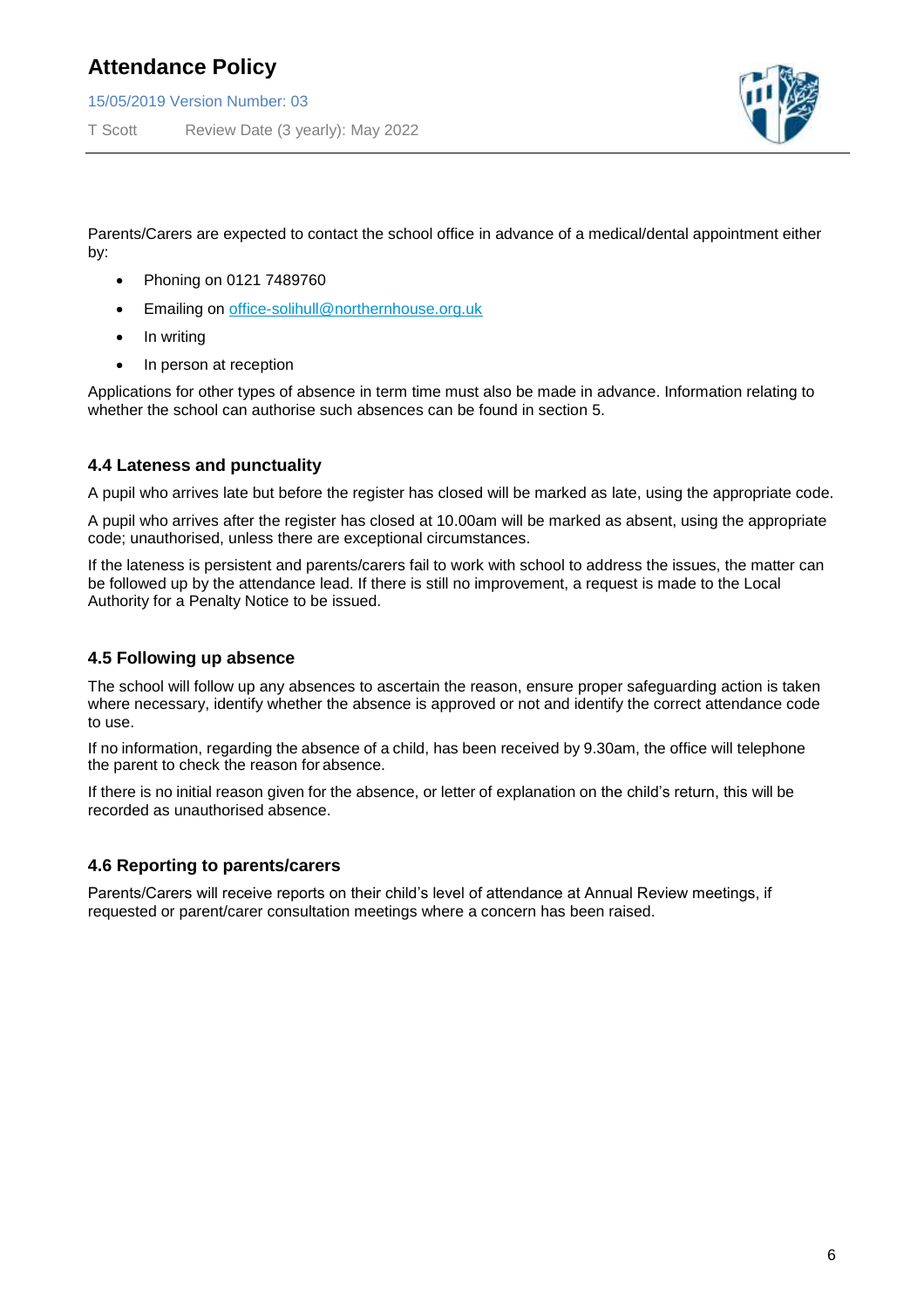Parents/Carers are expected to contact the school office in advance of a medical/dental appointment either by:

- Phoning on 0121 7489760
- Emailing on office-solihull@northernhouse.org.uk
- In writing
- In person at reception

Applications for other types of absence in term time must also be made in advance. Information relating to whether the school can authorise such absences can be found in section 5.

### 4.4 Lateness and punctuality

A pupil who arrives late but before the register has closed will be marked as late, using the appropriate code.

A pupil who arrives after the register has closed at 10.00am will be marked as absent, using the appropriate code; unauthorised, unless there are exceptional circumstances.

If the lateness is persistent and parents/carers fail to work with school to address the issues, the matter can be followed up by the attendance lead. If there is still no improvement, a request is made to the Local Authority for a Penalty Notice to be issued.

### 4.5 Following up absence

The school will follow up any absences to ascertain the reason, ensure proper safeguarding action is taken where necessary, identify whether the absence is approved or not and identify the correct attendance code to use.

If no information, regarding the absence of a child, has been received by 9.30am, the office will telephone the parent to check the reason for absence.

If there is no initial reason given for the absence, or letter of explanation on the child's return, this will be recorded as unauthorised absence.

### 4.6 Reporting to parents/carers

Parents/Carers will receive reports on their child's level of attendance at Annual Review meetings, if requested or parent/carer consultation meetings where a concern has been raised.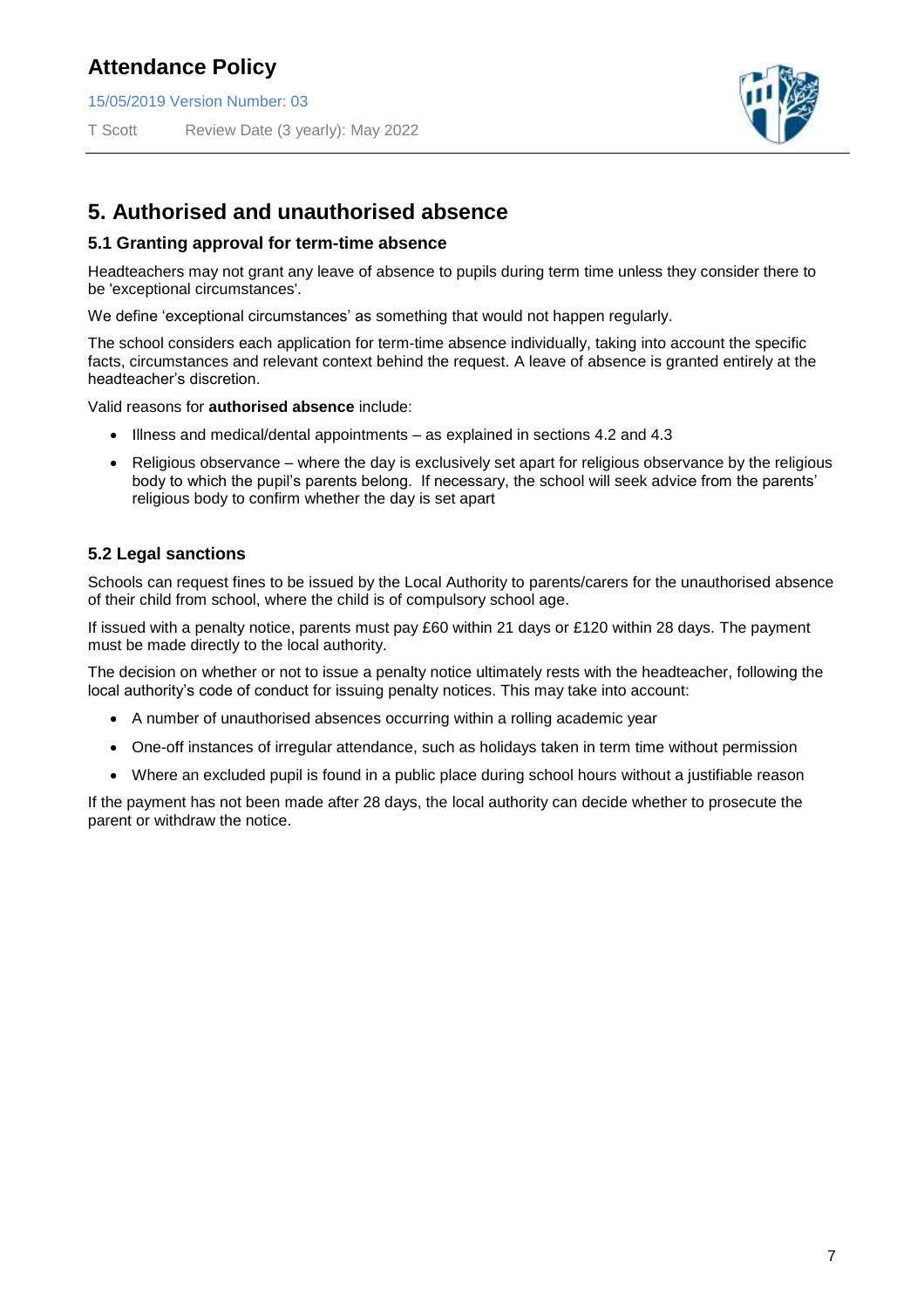## 5. Authorised and unauthorised absence

### 5.1 Granting approval for term-time absence

Headteachers may not grant any leave of absence to pupils during term time unless they consider there to be 'exceptional circumstances'.

We define 'exceptional circumstances' as something that would not happen regularly.

The school considers each application for term-time absence individually, taking into account the specific facts, circumstances and relevant context behind the request. A leave of absence is granted entirely at the headteacher's discretion.

Valid reasons for **authorised absence** include:

- Illness and medical/dental appointments – as explained in sections 4.2 and 4.3
- Religious observance – where the day is exclusively set apart for religious observance by the religious body to which the pupil's parents belong. If necessary, the school will seek advice from the parents' religious body to confirm whether the day is set apart

### 5.2 Legal sanctions

Schools can request fines to be issued by the Local Authority to parents/carers for the unauthorised absence of their child from school, where the child is of compulsory school age.

If issued with a penalty notice, parents must pay £60 within 21 days or £120 within 28 days. The payment must be made directly to the local authority.

The decision on whether or not to issue a penalty notice ultimately rests with the headteacher, following the local authority's code of conduct for issuing penalty notices. This may take into account:

- A number of unauthorised absences occurring within a rolling academic year
- One-off instances of irregular attendance, such as holidays taken in term time without permission
- Where an excluded pupil is found in a public place during school hours without a justifiable reason

If the payment has not been made after 28 days, the local authority can decide whether to prosecute the parent or withdraw the notice.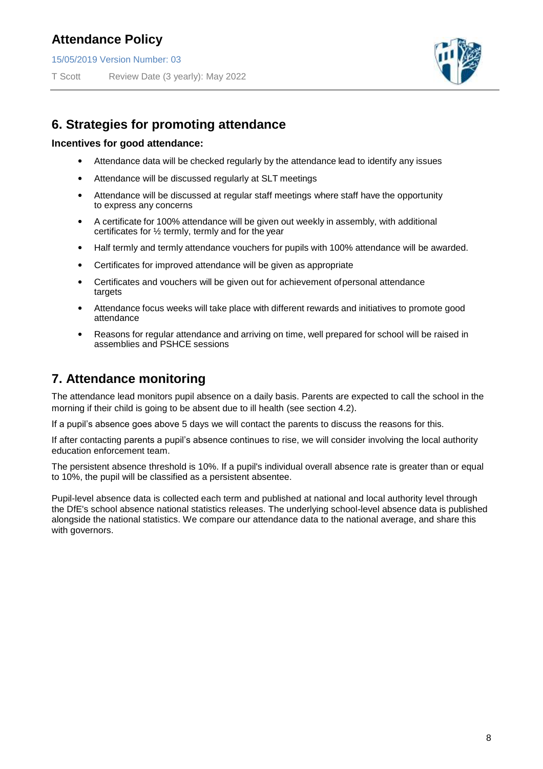## 6. Strategies for promoting attendance

**Incentives for good attendance:**

- Attendance data will be checked regularly by the attendance lead to identify any issues
- Attendance will be discussed regularly at SLT meetings
- Attendance will be discussed at regular staff meetings where staff have the opportunity to express any concerns
- A certificate for 100% attendance will be given out weekly in assembly, with additional certificates for ½ termly, termly and for the year
- Half termly and termly attendance vouchers for pupils with 100% attendance will be awarded.
- Certificates for improved attendance will be given as appropriate
- Certificates and vouchers will be given out for achievement of personal attendance targets
- Attendance focus weeks will take place with different rewards and initiatives to promote good attendance
- Reasons for regular attendance and arriving on time, well prepared for school will be raised in assemblies and PSHCE sessions

## 7. Attendance monitoring

The attendance lead monitors pupil absence on a daily basis. Parents are expected to call the school in the morning if their child is going to be absent due to ill health (see section 4.2).

If a pupil's absence goes above 5 days we will contact the parents to discuss the reasons for this.

If after contacting parents a pupil's absence continues to rise, we will consider involving the local authority education enforcement team.

The persistent absence threshold is 10%. If a pupil's individual overall absence rate is greater than or equal to 10%, the pupil will be classified as a persistent absentee.

Pupil-level absence data is collected each term and published at national and local authority level through the DfE's school absence national statistics releases. The underlying school-level absence data is published alongside the national statistics. We compare our attendance data to the national average, and share this with governors.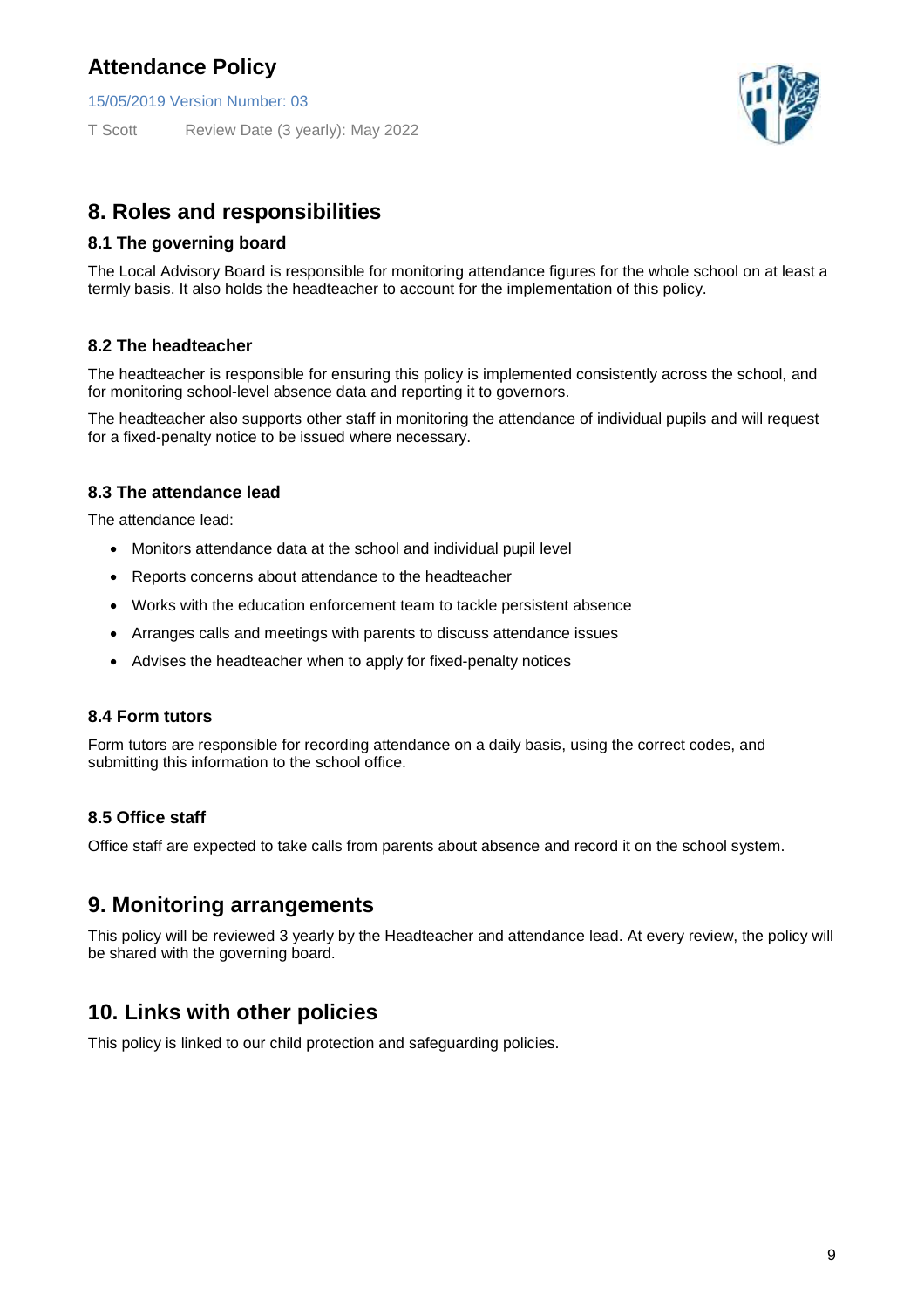## 8. Roles and responsibilities

### 8.1 The governing board

The Local Advisory Board is responsible for monitoring attendance figures for the whole school on at least a termly basis. It also holds the headteacher to account for the implementation of this policy.

### 8.2 The headteacher

The headteacher is responsible for ensuring this policy is implemented consistently across the school, and for monitoring school-level absence data and reporting it to governors.

The headteacher also supports other staff in monitoring the attendance of individual pupils and will request for a fixed-penalty notice to be issued where necessary.

### 8.3 The attendance lead

The attendance lead:

- Monitors attendance data at the school and individual pupil level
- Reports concerns about attendance to the headteacher
- Works with the education enforcement team to tackle persistent absence
- Arranges calls and meetings with parents to discuss attendance issues
- Advises the headteacher when to apply for fixed-penalty notices

### 8.4 Form tutors

Form tutors are responsible for recording attendance on a daily basis, using the correct codes, and submitting this information to the school office.

### 8.5 Office staff

Office staff are expected to take calls from parents about absence and record it on the school system.

## 9. Monitoring arrangements

This policy will be reviewed 3 yearly by the Headteacher and attendance lead. At every review, the policy will be shared with the governing board.

## 10. Links with other policies

This policy is linked to our child protection and safeguarding policies.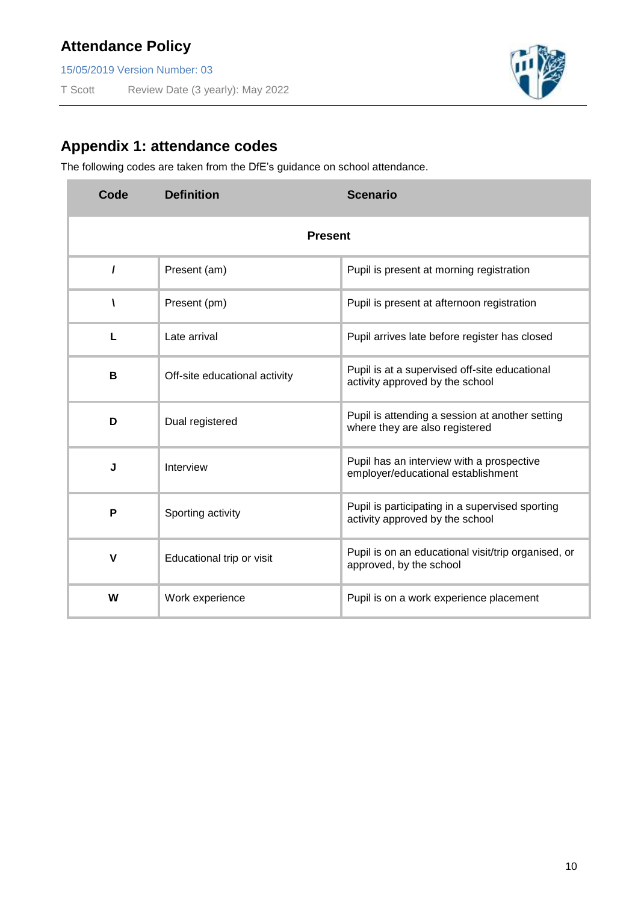## Appendix 1: attendance codes

The following codes are taken from the DfE's guidance on school attendance.

| Code | Definition | Scenario |
|---|---|---|
| **Present** | | |
| **/** | Present (am) | Pupil is present at morning registration |
| **\\** | Present (pm) | Pupil is present at afternoon registration |
| **L** | Late arrival | Pupil arrives late before register has closed |
| **B** | Off-site educational activity | Pupil is at a supervised off-site educational activity approved by the school |
| **D** | Dual registered | Pupil is attending a session at another setting where they are also registered |
| **J** | Interview | Pupil has an interview with a prospective employer/educational establishment |
| **P** | Sporting activity | Pupil is participating in a supervised sporting activity approved by the school |
| **V** | Educational trip or visit | Pupil is on an educational visit/trip organised, or approved, by the school |
| **W** | Work experience | Pupil is on a work experience placement |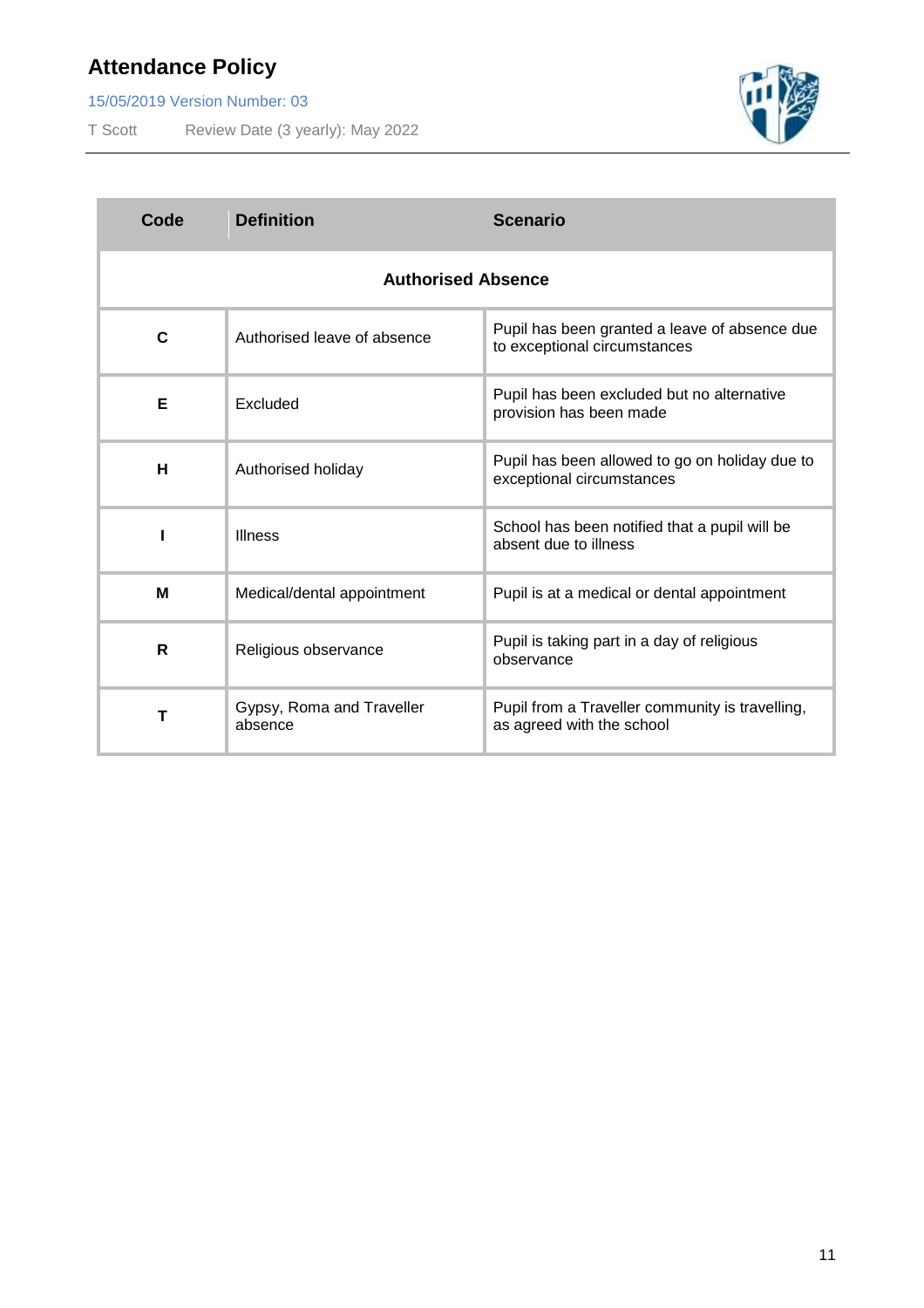| Code | Definition | Scenario |
|---|---|---|
| **Authorised Absence** | | |
| **C** | Authorised leave of absence | Pupil has been granted a leave of absence due to exceptional circumstances |
| **E** | Excluded | Pupil has been excluded but no alternative provision has been made |
| **H** | Authorised holiday | Pupil has been allowed to go on holiday due to exceptional circumstances |
| **I** | Illness | School has been notified that a pupil will be absent due to illness |
| **M** | Medical/dental appointment | Pupil is at a medical or dental appointment |
| **R** | Religious observance | Pupil is taking part in a day of religious observance |
| **T** | Gypsy, Roma and Traveller absence | Pupil from a Traveller community is travelling, as agreed with the school |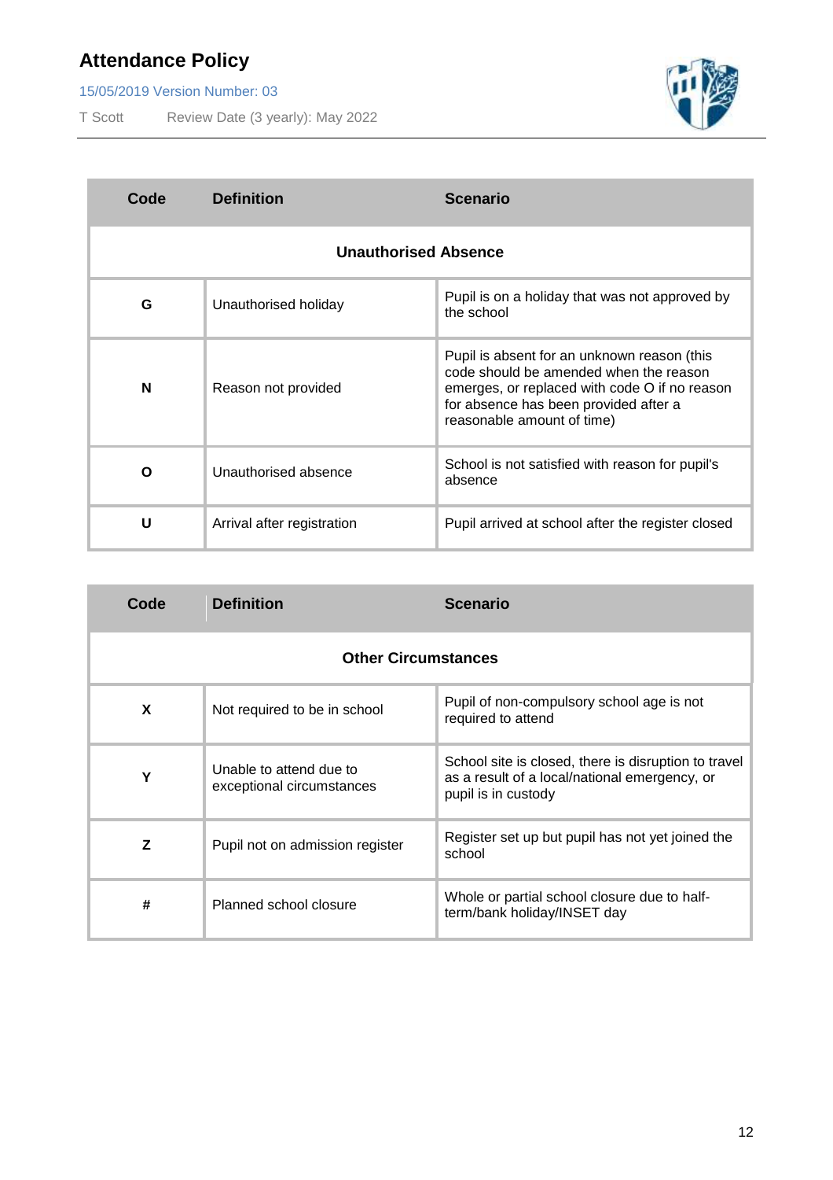| Code | Definition | Scenario |
|---|---|---|
| **Unauthorised Absence** | | |
| G | Unauthorised holiday | Pupil is on a holiday that was not approved by the school |
| N | Reason not provided | Pupil is absent for an unknown reason (this code should be amended when the reason emerges, or replaced with code O if no reason for absence has been provided after a reasonable amount of time) |
| O | Unauthorised absence | School is not satisfied with reason for pupil's absence |
| U | Arrival after registration | Pupil arrived at school after the register closed |

| Code | Definition | Scenario |
|---|---|---|
| **Other Circumstances** | | |
| X | Not required to be in school | Pupil of non-compulsory school age is not required to attend |
| Y | Unable to attend due to exceptional circumstances | School site is closed, there is disruption to travel as a result of a local/national emergency, or pupil is in custody |
| Z | Pupil not on admission register | Register set up but pupil has not yet joined the school |
| # | Planned school closure | Whole or partial school closure due to half-term/bank holiday/INSET day |